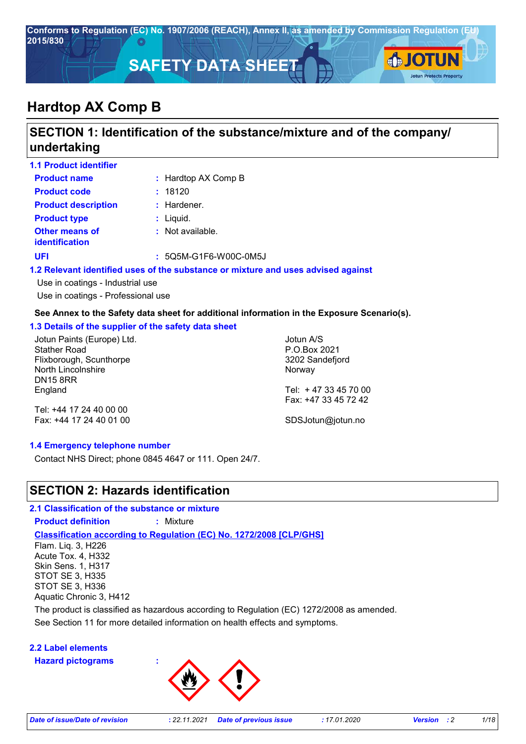Conforms to Regulation (EC) No. 1907/2006 (REACH), Annex II, as amended by Commission Regulation (EU) 2015/830

# SAFETY DATA SHEET

# Hardtop AX Comp B

## SECTION 1: Identification of the substance/mixture and of the company/ undertaking

### 1.1 Product identifier

**Product name** : Hardtop AX Comp B

**Product code** : 18120

**Product description** : Hardener.

**Product type** : Liquid.

**Other means of identification** : Not available.

**UFI** : 5Q5M-G1F6-W00C-0M5J

### 1.2 Relevant identified uses of the substance or mixture and uses advised against

Use in coatings - Industrial use

Use in coatings - Professional use

**See Annex to the Safety data sheet for additional information in the Exposure Scenario(s).**

### 1.3 Details of the supplier of the safety data sheet

Jotun Paints (Europe) Ltd.
Stather Road
Flixborough, Scunthorpe
North Lincolnshire
DN15 8RR
England

Tel: +44 17 24 40 00 00
Fax: +44 17 24 40 01 00

Jotun A/S
P.O.Box 2021
3202 Sandefjord
Norway

Tel: + 47 33 45 70 00
Fax: +47 33 45 72 42

SDSJotun@jotun.no

### 1.4 Emergency telephone number

Contact NHS Direct; phone 0845 4647 or 111. Open 24/7.

## SECTION 2: Hazards identification

### 2.1 Classification of the substance or mixture

**Product definition** : Mixture

**Classification according to Regulation (EC) No. 1272/2008 [CLP/GHS]**

Flam. Liq. 3, H226
Acute Tox. 4, H332
Skin Sens. 1, H317
STOT SE 3, H335
STOT SE 3, H336
Aquatic Chronic 3, H412

The product is classified as hazardous according to Regulation (EC) 1272/2008 as amended.

See Section 11 for more detailed information on health effects and symptoms.

### 2.2 Label elements

**Hazard pictograms** :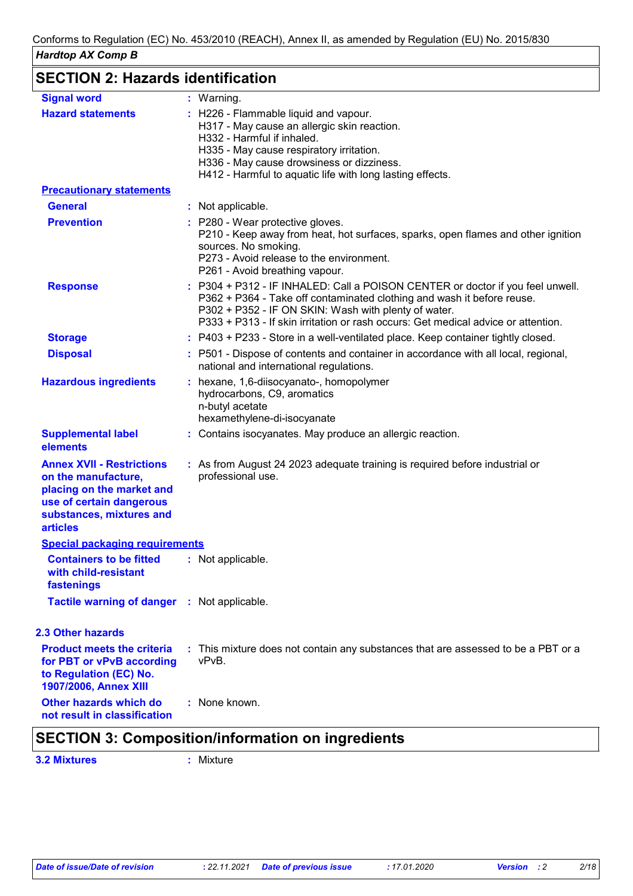## SECTION 2: Hazards identification

| | |
|---|---|
| **Signal word** | : Warning. |
| **Hazard statements** | : H226 - Flammable liquid and vapour.<br>H317 - May cause an allergic skin reaction.<br>H332 - Harmful if inhaled.<br>H335 - May cause respiratory irritation.<br>H336 - May cause drowsiness or dizziness.<br>H412 - Harmful to aquatic life with long lasting effects. |

**Precautionary statements**

| | |
|---|---|
| **General** | : Not applicable. |
| **Prevention** | : P280 - Wear protective gloves.<br>P210 - Keep away from heat, hot surfaces, sparks, open flames and other ignition sources. No smoking.<br>P273 - Avoid release to the environment.<br>P261 - Avoid breathing vapour. |
| **Response** | : P304 + P312 - IF INHALED: Call a POISON CENTER or doctor if you feel unwell.<br>P362 + P364 - Take off contaminated clothing and wash it before reuse.<br>P302 + P352 - IF ON SKIN: Wash with plenty of water.<br>P333 + P313 - If skin irritation or rash occurs: Get medical advice or attention. |
| **Storage** | : P403 + P233 - Store in a well-ventilated place. Keep container tightly closed. |
| **Disposal** | : P501 - Dispose of contents and container in accordance with all local, regional, national and international regulations. |
| **Hazardous ingredients** | : hexane, 1,6-diisocyanato-, homopolymer<br>hydrocarbons, C9, aromatics<br>n-butyl acetate<br>hexamethylene-di-isocyanate |
| **Supplemental label elements** | : Contains isocyanates. May produce an allergic reaction. |
| **Annex XVII - Restrictions on the manufacture, placing on the market and use of certain dangerous substances, mixtures and articles** | : As from August 24 2023 adequate training is required before industrial or professional use. |

**Special packaging requirements**

| | |
|---|---|
| **Containers to be fitted with child-resistant fastenings** | : Not applicable. |
| **Tactile warning of danger** | : Not applicable. |

### 2.3 Other hazards

| | |
|---|---|
| **Product meets the criteria for PBT or vPvB according to Regulation (EC) No. 1907/2006, Annex XIII** | : This mixture does not contain any substances that are assessed to be a PBT or a vPvB. |
| **Other hazards which do not result in classification** | : None known. |

## SECTION 3: Composition/information on ingredients

**3.2 Mixtures** : Mixture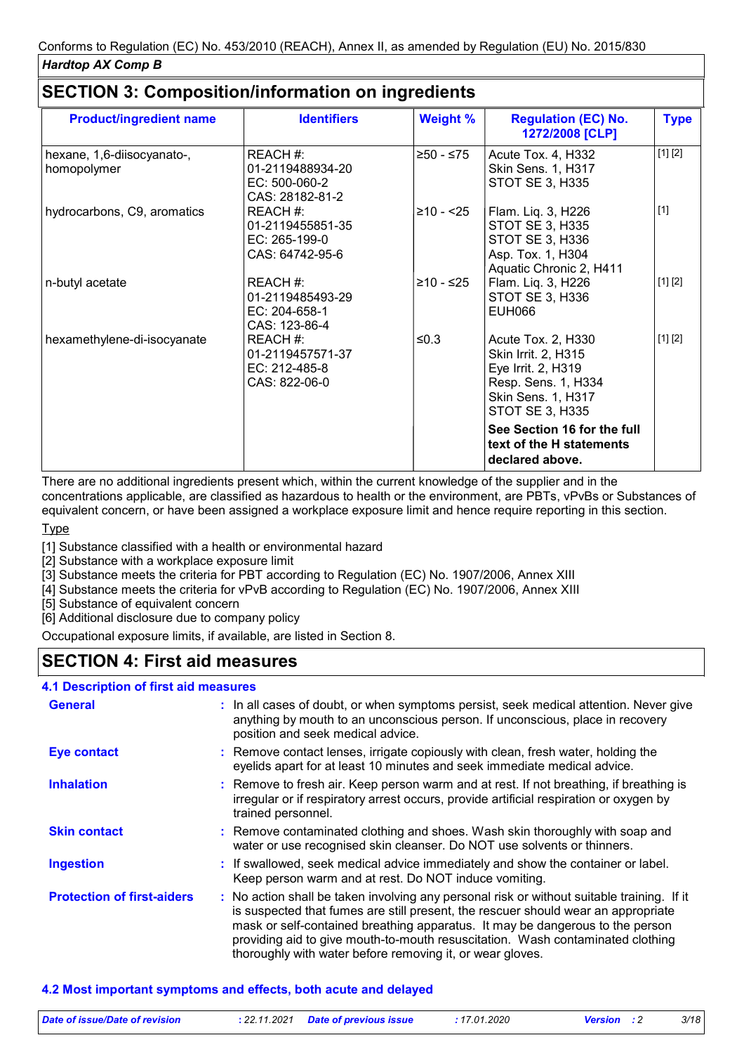## SECTION 3: Composition/information on ingredients

| Product/ingredient name | Identifiers | Weight % | Regulation (EC) No. 1272/2008 [CLP] | Type |
|---|---|---|---|---|
| hexane, 1,6-diisocyanato-, homopolymer | REACH #: 01-2119488934-20<br>EC: 500-060-2<br>CAS: 28182-81-2 | ≥50 - ≤75 | Acute Tox. 4, H332<br>Skin Sens. 1, H317<br>STOT SE 3, H335 | [1] [2] |
| hydrocarbons, C9, aromatics | REACH #: 01-2119455851-35<br>EC: 265-199-0<br>CAS: 64742-95-6 | ≥10 - <25 | Flam. Liq. 3, H226<br>STOT SE 3, H335<br>STOT SE 3, H336<br>Asp. Tox. 1, H304<br>Aquatic Chronic 2, H411 | [1] |
| n-butyl acetate | REACH #: 01-2119485493-29<br>EC: 204-658-1<br>CAS: 123-86-4 | ≥10 - ≤25 | Flam. Liq. 3, H226<br>STOT SE 3, H336<br>EUH066 | [1] [2] |
| hexamethylene-di-isocyanate | REACH #: 01-2119457571-37<br>EC: 212-485-8<br>CAS: 822-06-0 | ≤0.3 | Acute Tox. 2, H330<br>Skin Irrit. 2, H315<br>Eye Irrit. 2, H319<br>Resp. Sens. 1, H334<br>Skin Sens. 1, H317<br>STOT SE 3, H335 | [1] [2] |
| | | | **See Section 16 for the full text of the H statements declared above.** | |

There are no additional ingredients present which, within the current knowledge of the supplier and in the concentrations applicable, are classified as hazardous to health or the environment, are PBTs, vPvBs or Substances of equivalent concern, or have been assigned a workplace exposure limit and hence require reporting in this section.

Type

[1] Substance classified with a health or environmental hazard
[2] Substance with a workplace exposure limit
[3] Substance meets the criteria for PBT according to Regulation (EC) No. 1907/2006, Annex XIII
[4] Substance meets the criteria for vPvB according to Regulation (EC) No. 1907/2006, Annex XIII
[5] Substance of equivalent concern
[6] Additional disclosure due to company policy

Occupational exposure limits, if available, are listed in Section 8.

## SECTION 4: First aid measures

### 4.1 Description of first aid measures

**General** : In all cases of doubt, or when symptoms persist, seek medical attention. Never give anything by mouth to an unconscious person. If unconscious, place in recovery position and seek medical advice.

**Eye contact** : Remove contact lenses, irrigate copiously with clean, fresh water, holding the eyelids apart for at least 10 minutes and seek immediate medical advice.

**Inhalation** : Remove to fresh air. Keep person warm and at rest. If not breathing, if breathing is irregular or if respiratory arrest occurs, provide artificial respiration or oxygen by trained personnel.

**Skin contact** : Remove contaminated clothing and shoes. Wash skin thoroughly with soap and water or use recognised skin cleanser. Do NOT use solvents or thinners.

**Ingestion** : If swallowed, seek medical advice immediately and show the container or label. Keep person warm and at rest. Do NOT induce vomiting.

**Protection of first-aiders** : No action shall be taken involving any personal risk or without suitable training. If it is suspected that fumes are still present, the rescuer should wear an appropriate mask or self-contained breathing apparatus. It may be dangerous to the person providing aid to give mouth-to-mouth resuscitation. Wash contaminated clothing thoroughly with water before removing it, or wear gloves.

### 4.2 Most important symptoms and effects, both acute and delayed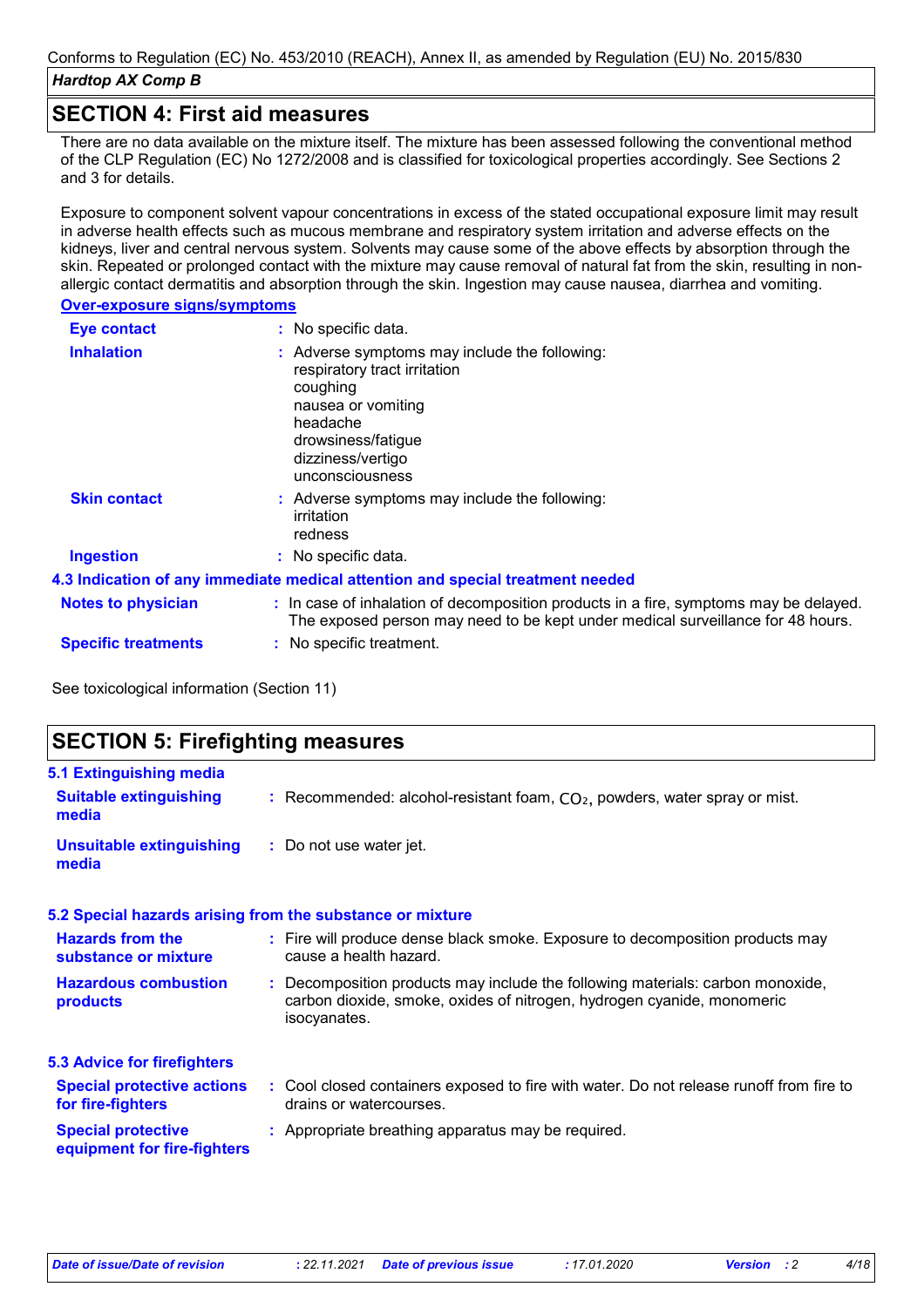## SECTION 4: First aid measures

There are no data available on the mixture itself. The mixture has been assessed following the conventional method of the CLP Regulation (EC) No 1272/2008 and is classified for toxicological properties accordingly. See Sections 2 and 3 for details.

Exposure to component solvent vapour concentrations in excess of the stated occupational exposure limit may result in adverse health effects such as mucous membrane and respiratory system irritation and adverse effects on the kidneys, liver and central nervous system. Solvents may cause some of the above effects by absorption through the skin. Repeated or prolonged contact with the mixture may cause removal of natural fat from the skin, resulting in non-allergic contact dermatitis and absorption through the skin. Ingestion may cause nausea, diarrhea and vomiting.

**Over-exposure signs/symptoms**

**Eye contact** : No specific data.

**Inhalation** : Adverse symptoms may include the following:
respiratory tract irritation
coughing
nausea or vomiting
headache
drowsiness/fatigue
dizziness/vertigo
unconsciousness

**Skin contact** : Adverse symptoms may include the following:
irritation
redness

**Ingestion** : No specific data.

### 4.3 Indication of any immediate medical attention and special treatment needed

**Notes to physician** : In case of inhalation of decomposition products in a fire, symptoms may be delayed. The exposed person may need to be kept under medical surveillance for 48 hours.

**Specific treatments** : No specific treatment.

See toxicological information (Section 11)

## SECTION 5: Firefighting measures

### 5.1 Extinguishing media

**Suitable extinguishing media** : Recommended: alcohol-resistant foam, $CO_2$, powders, water spray or mist.

**Unsuitable extinguishing media** : Do not use water jet.

### 5.2 Special hazards arising from the substance or mixture

**Hazards from the substance or mixture** : Fire will produce dense black smoke. Exposure to decomposition products may cause a health hazard.

**Hazardous combustion products** : Decomposition products may include the following materials: carbon monoxide, carbon dioxide, smoke, oxides of nitrogen, hydrogen cyanide, monomeric isocyanates.

### 5.3 Advice for firefighters

**Special protective actions for fire-fighters** : Cool closed containers exposed to fire with water. Do not release runoff from fire to drains or watercourses.

**Special protective equipment for fire-fighters** : Appropriate breathing apparatus may be required.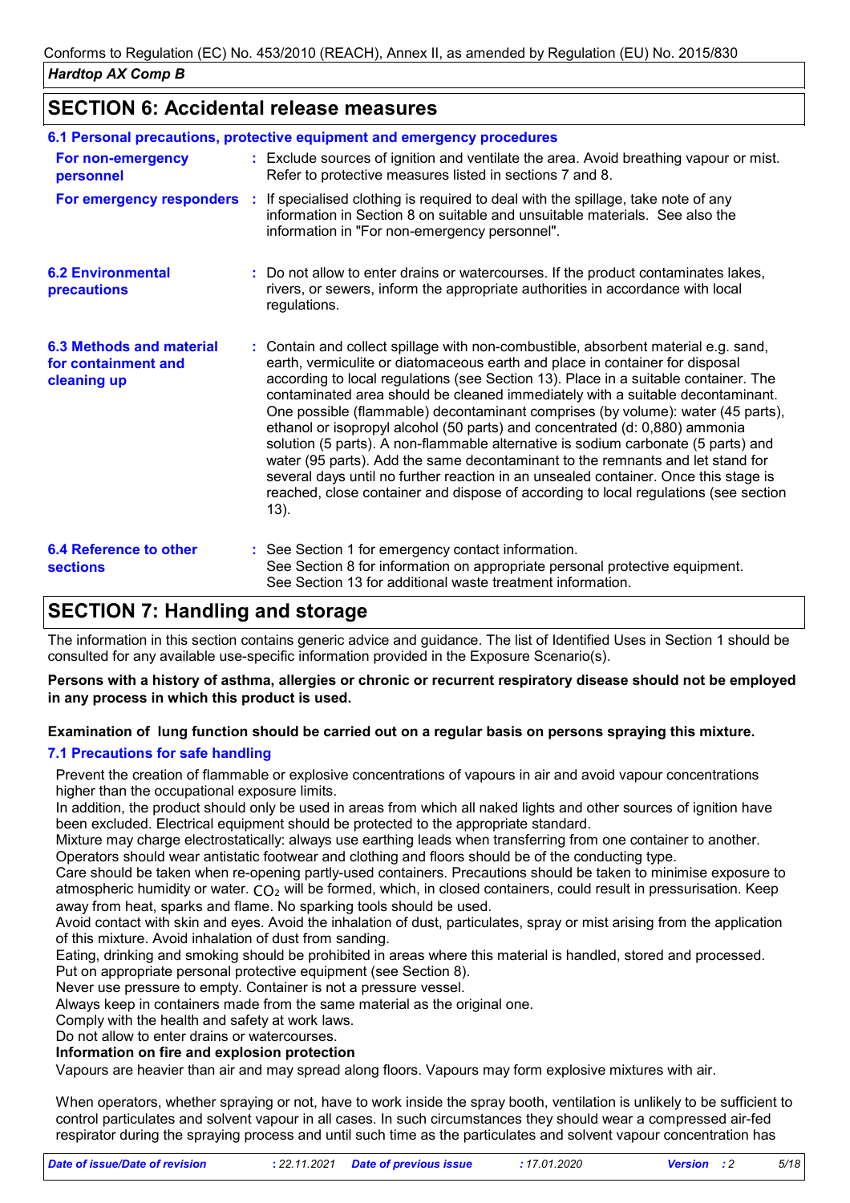## SECTION 6: Accidental release measures

### 6.1 Personal precautions, protective equipment and emergency procedures

| | |
|---|---|
| **For non-emergency personnel** | : Exclude sources of ignition and ventilate the area. Avoid breathing vapour or mist. Refer to protective measures listed in sections 7 and 8. |
| **For emergency responders** | : If specialised clothing is required to deal with the spillage, take note of any information in Section 8 on suitable and unsuitable materials. See also the information in "For non-emergency personnel". |

| | |
|---|---|
| **6.2 Environmental precautions** | : Do not allow to enter drains or watercourses. If the product contaminates lakes, rivers, or sewers, inform the appropriate authorities in accordance with local regulations. |
| **6.3 Methods and material for containment and cleaning up** | : Contain and collect spillage with non-combustible, absorbent material e.g. sand, earth, vermiculite or diatomaceous earth and place in container for disposal according to local regulations (see Section 13). Place in a suitable container. The contaminated area should be cleaned immediately with a suitable decontaminant. One possible (flammable) decontaminant comprises (by volume): water (45 parts), ethanol or isopropyl alcohol (50 parts) and concentrated (d: 0,880) ammonia solution (5 parts). A non-flammable alternative is sodium carbonate (5 parts) and water (95 parts). Add the same decontaminant to the remnants and let stand for several days until no further reaction in an unsealed container. Once this stage is reached, close container and dispose of according to local regulations (see section 13). |
| **6.4 Reference to other sections** | : See Section 1 for emergency contact information.<br>See Section 8 for information on appropriate personal protective equipment.<br>See Section 13 for additional waste treatment information. |

## SECTION 7: Handling and storage

The information in this section contains generic advice and guidance. The list of Identified Uses in Section 1 should be consulted for any available use-specific information provided in the Exposure Scenario(s).

**Persons with a history of asthma, allergies or chronic or recurrent respiratory disease should not be employed in any process in which this product is used.**

**Examination of lung function should be carried out on a regular basis on persons spraying this mixture.**

### 7.1 Precautions for safe handling

Prevent the creation of flammable or explosive concentrations of vapours in air and avoid vapour concentrations higher than the occupational exposure limits.
In addition, the product should only be used in areas from which all naked lights and other sources of ignition have been excluded. Electrical equipment should be protected to the appropriate standard.
Mixture may charge electrostatically: always use earthing leads when transferring from one container to another. Operators should wear antistatic footwear and clothing and floors should be of the conducting type.
Care should be taken when re-opening partly-used containers. Precautions should be taken to minimise exposure to atmospheric humidity or water. $CO_2$ will be formed, which, in closed containers, could result in pressurisation. Keep away from heat, sparks and flame. No sparking tools should be used.
Avoid contact with skin and eyes. Avoid the inhalation of dust, particulates, spray or mist arising from the application of this mixture. Avoid inhalation of dust from sanding.
Eating, drinking and smoking should be prohibited in areas where this material is handled, stored and processed.
Put on appropriate personal protective equipment (see Section 8).
Never use pressure to empty. Container is not a pressure vessel.
Always keep in containers made from the same material as the original one.
Comply with the health and safety at work laws.
Do not allow to enter drains or watercourses.
**Information on fire and explosion protection**
Vapours are heavier than air and may spread along floors. Vapours may form explosive mixtures with air.

When operators, whether spraying or not, have to work inside the spray booth, ventilation is unlikely to be sufficient to control particulates and solvent vapour in all cases. In such circumstances they should wear a compressed air-fed respirator during the spraying process and until such time as the particulates and solvent vapour concentration has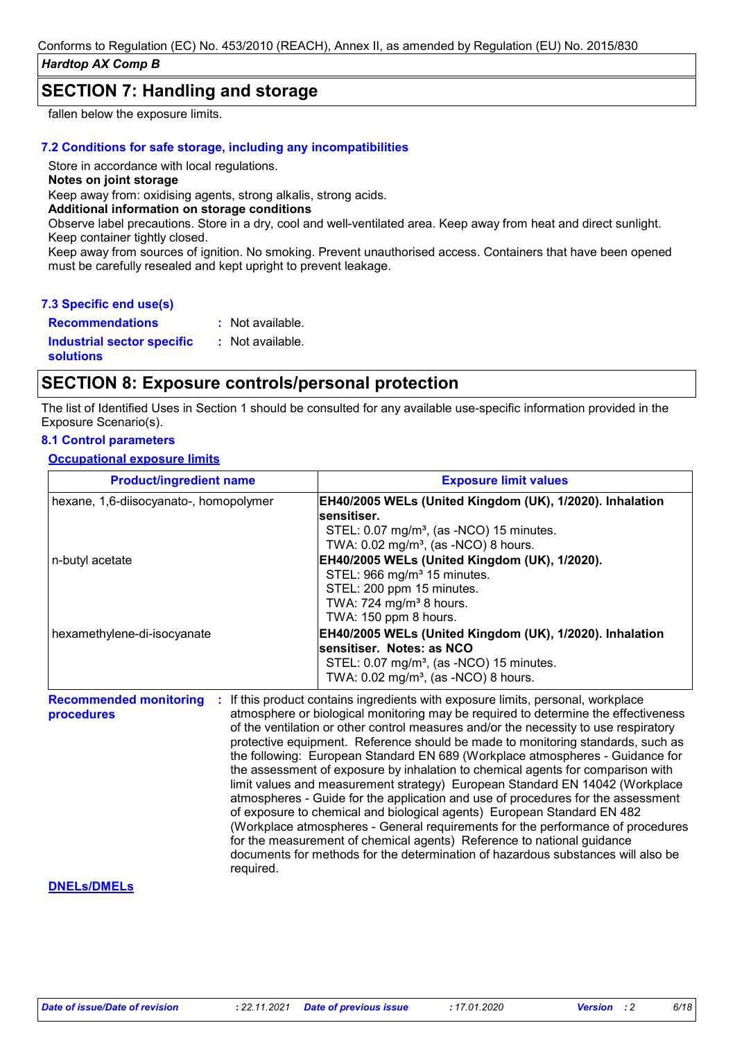## SECTION 7: Handling and storage

fallen below the exposure limits.

### 7.2 Conditions for safe storage, including any incompatibilities

Store in accordance with local regulations.

**Notes on joint storage**

Keep away from: oxidising agents, strong alkalis, strong acids.

**Additional information on storage conditions**

Observe label precautions. Store in a dry, cool and well-ventilated area. Keep away from heat and direct sunlight. Keep container tightly closed.

Keep away from sources of ignition. No smoking. Prevent unauthorised access. Containers that have been opened must be carefully resealed and kept upright to prevent leakage.

### 7.3 Specific end use(s)

**Recommendations** : Not available.

**Industrial sector specific solutions** : Not available.

## SECTION 8: Exposure controls/personal protection

The list of Identified Uses in Section 1 should be consulted for any available use-specific information provided in the Exposure Scenario(s).

### 8.1 Control parameters

**Occupational exposure limits**

| Product/ingredient name | Exposure limit values |
|---|---|
| hexane, 1,6-diisocyanato-, homopolymer | **EH40/2005 WELs (United Kingdom (UK), 1/2020). Inhalation sensitiser.**<br>STEL: 0.07 mg/m³, (as -NCO) 15 minutes.<br>TWA: 0.02 mg/m³, (as -NCO) 8 hours. |
| n-butyl acetate | **EH40/2005 WELs (United Kingdom (UK), 1/2020).**<br>STEL: 966 mg/m³ 15 minutes.<br>STEL: 200 ppm 15 minutes.<br>TWA: 724 mg/m³ 8 hours.<br>TWA: 150 ppm 8 hours. |
| hexamethylene-di-isocyanate | **EH40/2005 WELs (United Kingdom (UK), 1/2020). Inhalation sensitiser. Notes: as NCO**<br>STEL: 0.07 mg/m³, (as -NCO) 15 minutes.<br>TWA: 0.02 mg/m³, (as -NCO) 8 hours. |

**Recommended monitoring procedures** : If this product contains ingredients with exposure limits, personal, workplace atmosphere or biological monitoring may be required to determine the effectiveness of the ventilation or other control measures and/or the necessity to use respiratory protective equipment. Reference should be made to monitoring standards, such as the following: European Standard EN 689 (Workplace atmospheres - Guidance for the assessment of exposure by inhalation to chemical agents for comparison with limit values and measurement strategy) European Standard EN 14042 (Workplace atmospheres - Guide for the application and use of procedures for the assessment of exposure to chemical and biological agents) European Standard EN 482 (Workplace atmospheres - General requirements for the performance of procedures for the measurement of chemical agents) Reference to national guidance documents for methods for the determination of hazardous substances will also be required.

**DNELs/DMELs**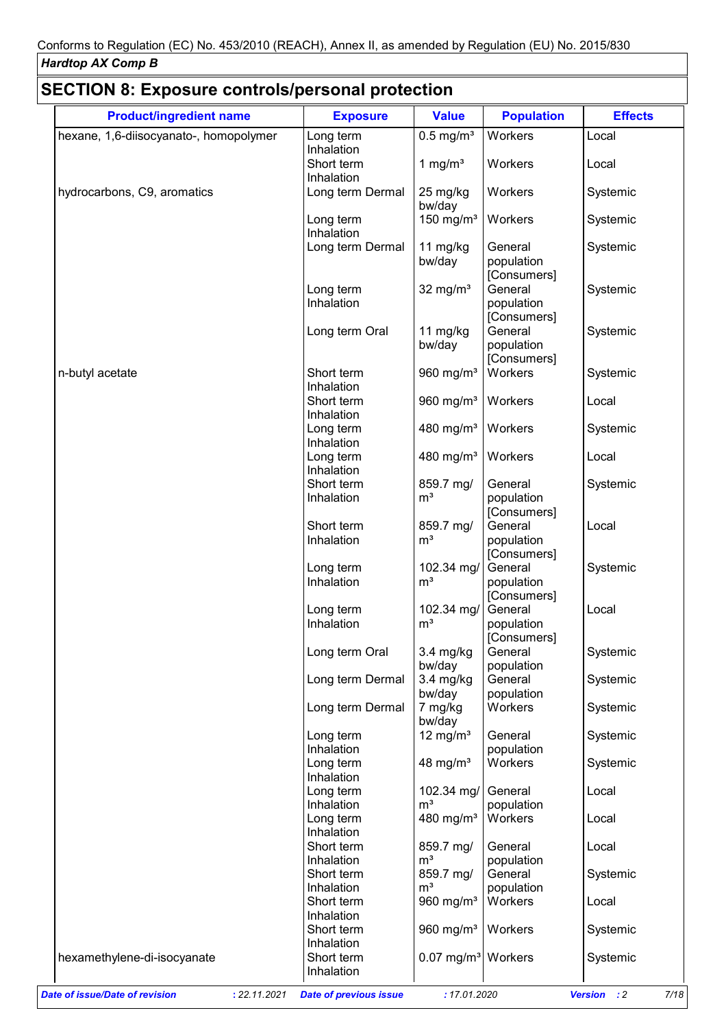Conforms to Regulation (EC) No. 453/2010 (REACH), Annex II, as amended by Regulation (EU) No. 2015/830

***Hardtop AX Comp B***

## SECTION 8: Exposure controls/personal protection

| Product/ingredient name | Exposure | Value | Population | Effects |
|---|---|---|---|---|
| hexane, 1,6-diisocyanato-, homopolymer | Long term Inhalation | 0.5 mg/m³ | Workers | Local |
| | Short term Inhalation | 1 mg/m³ | Workers | Local |
| hydrocarbons, C9, aromatics | Long term Dermal | 25 mg/kg bw/day | Workers | Systemic |
| | Long term Inhalation | 150 mg/m³ | Workers | Systemic |
| | Long term Dermal | 11 mg/kg bw/day | General population [Consumers] | Systemic |
| | Long term Inhalation | 32 mg/m³ | General population [Consumers] | Systemic |
| | Long term Oral | 11 mg/kg bw/day | General population [Consumers] | Systemic |
| n-butyl acetate | Short term Inhalation | 960 mg/m³ | Workers | Systemic |
| | Short term Inhalation | 960 mg/m³ | Workers | Local |
| | Long term Inhalation | 480 mg/m³ | Workers | Systemic |
| | Long term Inhalation | 480 mg/m³ | Workers | Local |
| | Short term Inhalation | 859.7 mg/m³ | General population [Consumers] | Systemic |
| | Short term Inhalation | 859.7 mg/m³ | General population [Consumers] | Local |
| | Long term Inhalation | 102.34 mg/m³ | General population [Consumers] | Systemic |
| | Long term Inhalation | 102.34 mg/m³ | General population [Consumers] | Local |
| | Long term Oral | 3.4 mg/kg bw/day | General population | Systemic |
| | Long term Dermal | 3.4 mg/kg bw/day | General population | Systemic |
| | Long term Dermal | 7 mg/kg bw/day | Workers | Systemic |
| | Long term Inhalation | 12 mg/m³ | General population | Systemic |
| | Long term Inhalation | 48 mg/m³ | Workers | Systemic |
| | Long term Inhalation | 102.34 mg/m³ | General population | Local |
| | Long term Inhalation | 480 mg/m³ | Workers | Local |
| | Short term Inhalation | 859.7 mg/m³ | General population | Local |
| | Short term Inhalation | 859.7 mg/m³ | General population | Systemic |
| | Short term Inhalation | 960 mg/m³ | Workers | Local |
| | Short term Inhalation | 960 mg/m³ | Workers | Systemic |
| hexamethylene-di-isocyanate | Short term Inhalation | 0.07 mg/m³ | Workers | Systemic |

*Date of issue/Date of revision* : *22.11.2021* *Date of previous issue* : *17.01.2020* *Version* : *2*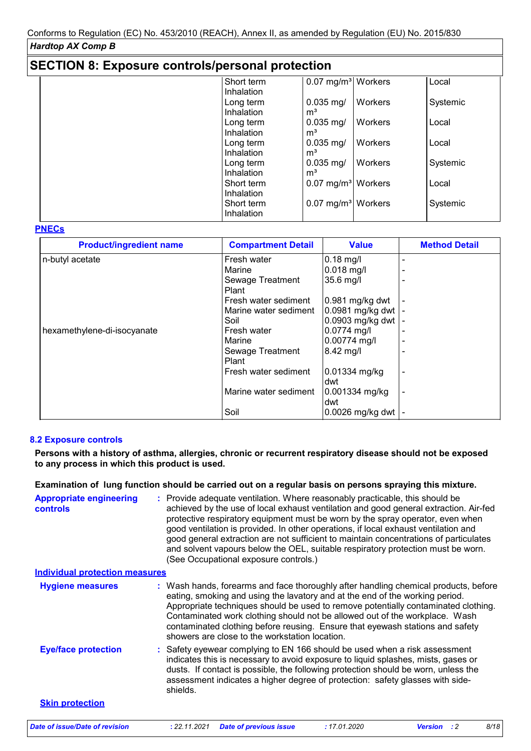## SECTION 8: Exposure controls/personal protection

| | | | | |
|---|---|---|---|---|
| | Short term Inhalation | 0.07 mg/m³ | Workers | Local |
| | Long term Inhalation | 0.035 mg/m³ | Workers | Systemic |
| | Long term Inhalation | 0.035 mg/m³ | Workers | Local |
| | Long term Inhalation | 0.035 mg/m³ | Workers | Local |
| | Long term Inhalation | 0.035 mg/m³ | Workers | Systemic |
| | Short term Inhalation | 0.07 mg/m³ | Workers | Local |
| | Short term Inhalation | 0.07 mg/m³ | Workers | Systemic |

**PNECs**

| Product/ingredient name | Compartment Detail | Value | Method Detail |
|---|---|---|---|
| n-butyl acetate | Fresh water | 0.18 mg/l | - |
| | Marine | 0.018 mg/l | - |
| | Sewage Treatment Plant | 35.6 mg/l | - |
| | Fresh water sediment | 0.981 mg/kg dwt | - |
| | Marine water sediment | 0.0981 mg/kg dwt | - |
| | Soil | 0.0903 mg/kg dwt | - |
| hexamethylene-di-isocyanate | Fresh water | 0.0774 mg/l | - |
| | Marine | 0.00774 mg/l | - |
| | Sewage Treatment Plant | 8.42 mg/l | - |
| | Fresh water sediment | 0.01334 mg/kg dwt | - |
| | Marine water sediment | 0.001334 mg/kg dwt | - |
| | Soil | 0.0026 mg/kg dwt | - |

### 8.2 Exposure controls

**Persons with a history of asthma, allergies, chronic or recurrent respiratory disease should not be exposed to any process in which this product is used.**

**Examination of lung function should be carried out on a regular basis on persons spraying this mixture.**

**Appropriate engineering controls** : Provide adequate ventilation. Where reasonably practicable, this should be achieved by the use of local exhaust ventilation and good general extraction. Air-fed protective respiratory equipment must be worn by the spray operator, even when good ventilation is provided. In other operations, if local exhaust ventilation and good general extraction are not sufficient to maintain concentrations of particulates and solvent vapours below the OEL, suitable respiratory protection must be worn. (See Occupational exposure controls.)

**Individual protection measures**

**Hygiene measures** : Wash hands, forearms and face thoroughly after handling chemical products, before eating, smoking and using the lavatory and at the end of the working period. Appropriate techniques should be used to remove potentially contaminated clothing. Contaminated work clothing should not be allowed out of the workplace. Wash contaminated clothing before reusing. Ensure that eyewash stations and safety showers are close to the workstation location.

**Eye/face protection** : Safety eyewear complying to EN 166 should be used when a risk assessment indicates this is necessary to avoid exposure to liquid splashes, mists, gases or dusts. If contact is possible, the following protection should be worn, unless the assessment indicates a higher degree of protection: safety glasses with side-shields.

**Skin protection**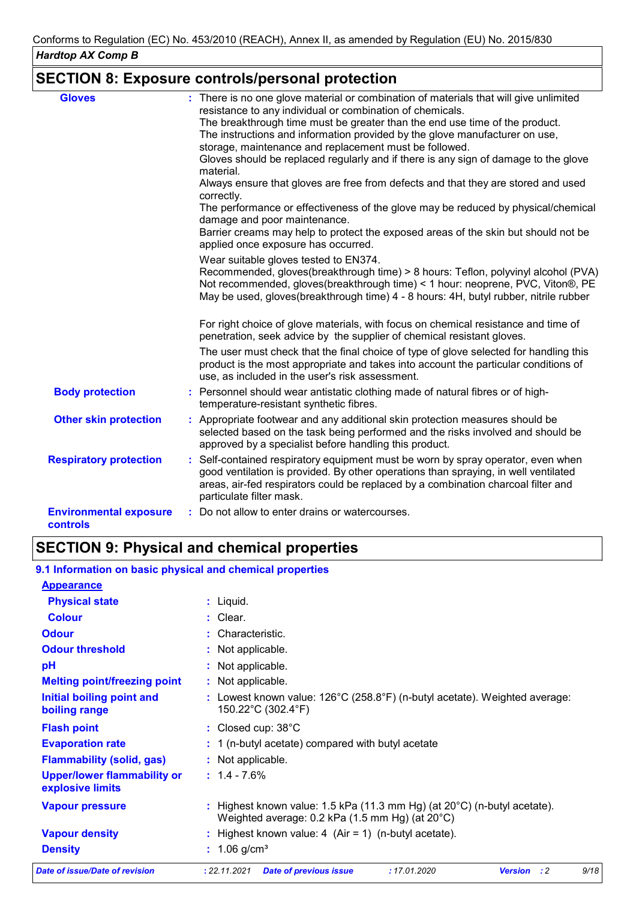## SECTION 8: Exposure controls/personal protection

**Gloves** : There is no one glove material or combination of materials that will give unlimited resistance to any individual or combination of chemicals.
The breakthrough time must be greater than the end use time of the product.
The instructions and information provided by the glove manufacturer on use, storage, maintenance and replacement must be followed.
Gloves should be replaced regularly and if there is any sign of damage to the glove material.
Always ensure that gloves are free from defects and that they are stored and used correctly.
The performance or effectiveness of the glove may be reduced by physical/chemical damage and poor maintenance.
Barrier creams may help to protect the exposed areas of the skin but should not be applied once exposure has occurred.

Wear suitable gloves tested to EN374.
Recommended, gloves(breakthrough time) > 8 hours: Teflon, polyvinyl alcohol (PVA)
Not recommended, gloves(breakthrough time) < 1 hour: neoprene, PVC, Viton®, PE
May be used, gloves(breakthrough time) 4 - 8 hours: 4H, butyl rubber, nitrile rubber

For right choice of glove materials, with focus on chemical resistance and time of penetration, seek advice by the supplier of chemical resistant gloves.

The user must check that the final choice of type of glove selected for handling this product is the most appropriate and takes into account the particular conditions of use, as included in the user's risk assessment.

**Body protection** : Personnel should wear antistatic clothing made of natural fibres or of high-temperature-resistant synthetic fibres.

**Other skin protection** : Appropriate footwear and any additional skin protection measures should be selected based on the task being performed and the risks involved and should be approved by a specialist before handling this product.

**Respiratory protection** : Self-contained respiratory equipment must be worn by spray operator, even when good ventilation is provided. By other operations than spraying, in well ventilated areas, air-fed respirators could be replaced by a combination charcoal filter and particulate filter mask.

**Environmental exposure controls** : Do not allow to enter drains or watercourses.

## SECTION 9: Physical and chemical properties

### 9.1 Information on basic physical and chemical properties

**Appearance**

**Physical state** : Liquid.

**Colour** : Clear.

**Odour** : Characteristic.

**Odour threshold** : Not applicable.

**pH** : Not applicable.

**Melting point/freezing point** : Not applicable.

**Initial boiling point and boiling range** : Lowest known value: 126°C (258.8°F) (n-butyl acetate). Weighted average: 150.22°C (302.4°F)

**Flash point** : Closed cup: 38°C

**Evaporation rate** : 1 (n-butyl acetate) compared with butyl acetate

**Flammability (solid, gas)** : Not applicable.

**Upper/lower flammability or explosive limits** : 1.4 - 7.6%

**Vapour pressure** : Highest known value: 1.5 kPa (11.3 mm Hg) (at 20°C) (n-butyl acetate). Weighted average: 0.2 kPa (1.5 mm Hg) (at 20°C)

**Vapour density** : Highest known value: 4 (Air = 1) (n-butyl acetate).

**Density** : 1.06 g/cm³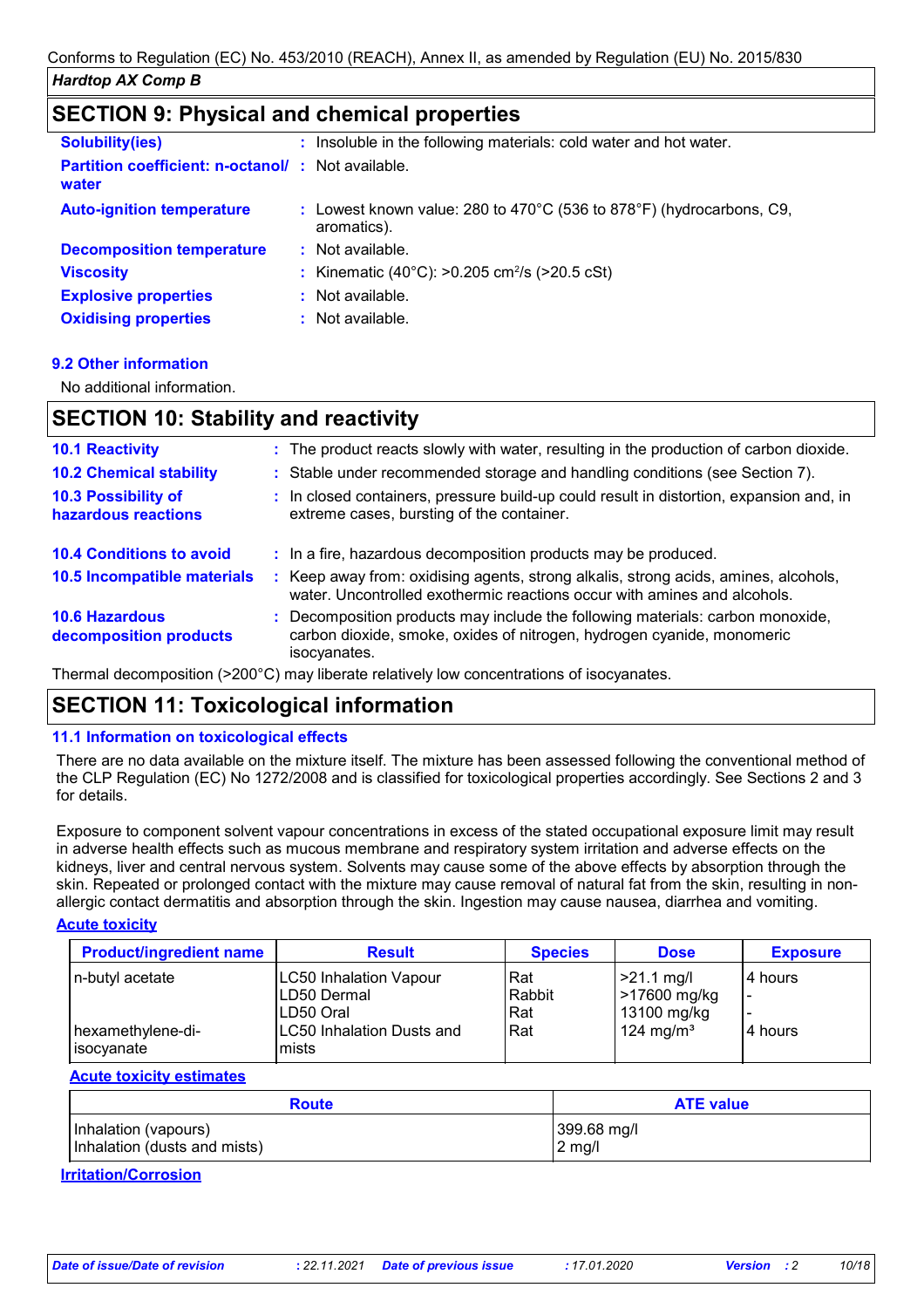## SECTION 9: Physical and chemical properties

| | | |
|---|---|---|
| **Solubility(ies)** | : | Insoluble in the following materials: cold water and hot water. |
| **Partition coefficient: n-octanol/ water** | : | Not available. |
| **Auto-ignition temperature** | : | Lowest known value: 280 to 470°C (536 to 878°F) (hydrocarbons, C9, aromatics). |
| **Decomposition temperature** | : | Not available. |
| **Viscosity** | : | Kinematic (40°C): >0.205 $cm^2/s$ (>20.5 cSt) |
| **Explosive properties** | : | Not available. |
| **Oxidising properties** | : | Not available. |

### 9.2 Other information

No additional information.

## SECTION 10: Stability and reactivity

| | | |
|---|---|---|
| **10.1 Reactivity** | : | The product reacts slowly with water, resulting in the production of carbon dioxide. |
| **10.2 Chemical stability** | : | Stable under recommended storage and handling conditions (see Section 7). |
| **10.3 Possibility of hazardous reactions** | : | In closed containers, pressure build-up could result in distortion, expansion and, in extreme cases, bursting of the container. |
| **10.4 Conditions to avoid** | : | In a fire, hazardous decomposition products may be produced. |
| **10.5 Incompatible materials** | : | Keep away from: oxidising agents, strong alkalis, strong acids, amines, alcohols, water. Uncontrolled exothermic reactions occur with amines and alcohols. |
| **10.6 Hazardous decomposition products** | : | Decomposition products may include the following materials: carbon monoxide, carbon dioxide, smoke, oxides of nitrogen, hydrogen cyanide, monomeric isocyanates. |

Thermal decomposition (>200°C) may liberate relatively low concentrations of isocyanates.

## SECTION 11: Toxicological information

### 11.1 Information on toxicological effects

There are no data available on the mixture itself. The mixture has been assessed following the conventional method of the CLP Regulation (EC) No 1272/2008 and is classified for toxicological properties accordingly. See Sections 2 and 3 for details.

Exposure to component solvent vapour concentrations in excess of the stated occupational exposure limit may result in adverse health effects such as mucous membrane and respiratory system irritation and adverse effects on the kidneys, liver and central nervous system. Solvents may cause some of the above effects by absorption through the skin. Repeated or prolonged contact with the mixture may cause removal of natural fat from the skin, resulting in non-allergic contact dermatitis and absorption through the skin. Ingestion may cause nausea, diarrhea and vomiting.

**Acute toxicity**

| Product/ingredient name | Result | Species | Dose | Exposure |
|---|---|---|---|---|
| n-butyl acetate | LC50 Inhalation Vapour | Rat | >21.1 mg/l | 4 hours |
| | LD50 Dermal | Rabbit | >17600 mg/kg | - |
| | LD50 Oral | Rat | 13100 mg/kg | - |
| hexamethylene-di-isocyanate | LC50 Inhalation Dusts and mists | Rat | 124 $mg/m^3$ | 4 hours |

**Acute toxicity estimates**

| Route | ATE value |
|---|---|
| Inhalation (vapours) | 399.68 mg/l |
| Inhalation (dusts and mists) | 2 mg/l |

**Irritation/Corrosion**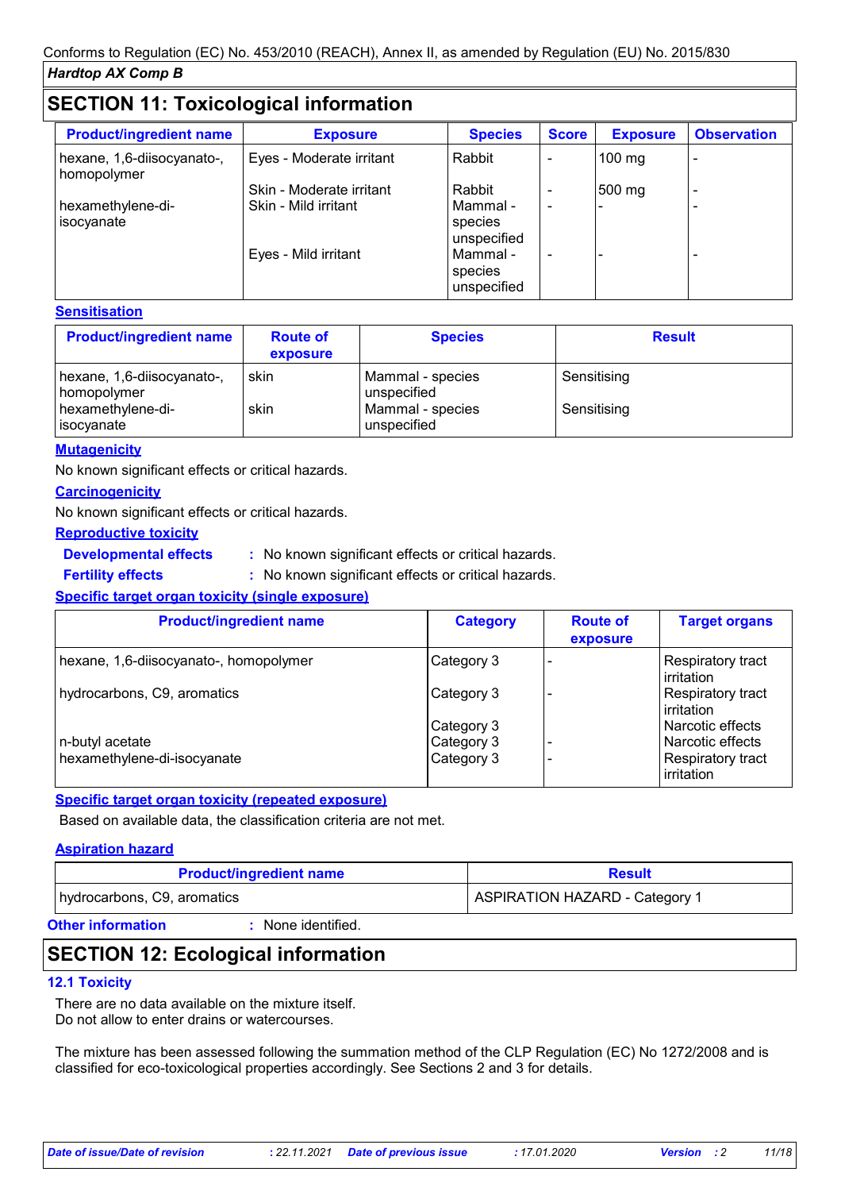Conforms to Regulation (EC) No. 453/2010 (REACH), Annex II, as amended by Regulation (EU) No. 2015/830

*Hardtop AX Comp B*

## SECTION 11: Toxicological information

| Product/ingredient name | Exposure | Species | Score | Exposure | Observation |
|---|---|---|---|---|---|
| hexane, 1,6-diisocyanato-, homopolymer | Eyes - Moderate irritant | Rabbit | - | 100 mg | - |
| | Skin - Moderate irritant | Rabbit | - | 500 mg | - |
| hexamethylene-di-isocyanate | Skin - Mild irritant | Mammal - species unspecified | - | - | - |
| | Eyes - Mild irritant | Mammal - species unspecified | - | - | - |

**Sensitisation**

| Product/ingredient name | Route of exposure | Species | Result |
|---|---|---|---|
| hexane, 1,6-diisocyanato-, homopolymer | skin | Mammal - species unspecified | Sensitising |
| hexamethylene-di-isocyanate | skin | Mammal - species unspecified | Sensitising |

**Mutagenicity**

No known significant effects or critical hazards.

**Carcinogenicity**

No known significant effects or critical hazards.

**Reproductive toxicity**

**Developmental effects** : No known significant effects or critical hazards.

**Fertility effects** : No known significant effects or critical hazards.

**Specific target organ toxicity (single exposure)**

| Product/ingredient name | Category | Route of exposure | Target organs |
|---|---|---|---|
| hexane, 1,6-diisocyanato-, homopolymer | Category 3 | - | Respiratory tract irritation |
| hydrocarbons, C9, aromatics | Category 3 | - | Respiratory tract irritation |
| | Category 3 | | Narcotic effects |
| n-butyl acetate | Category 3 | - | Narcotic effects |
| hexamethylene-di-isocyanate | Category 3 | - | Respiratory tract irritation |

**Specific target organ toxicity (repeated exposure)**

Based on available data, the classification criteria are not met.

**Aspiration hazard**

| Product/ingredient name | Result |
|---|---|
| hydrocarbons, C9, aromatics | ASPIRATION HAZARD - Category 1 |

**Other information** : None identified.

## SECTION 12: Ecological information

### 12.1 Toxicity

There are no data available on the mixture itself.
Do not allow to enter drains or watercourses.

The mixture has been assessed following the summation method of the CLP Regulation (EC) No 1272/2008 and is classified for eco-toxicological properties accordingly. See Sections 2 and 3 for details.

| *Date of issue/Date of revision* | : 22.11.2021 | *Date of previous issue* | : 17.01.2020 | *Version* | : 2 |
|---|---|---|---|---|---|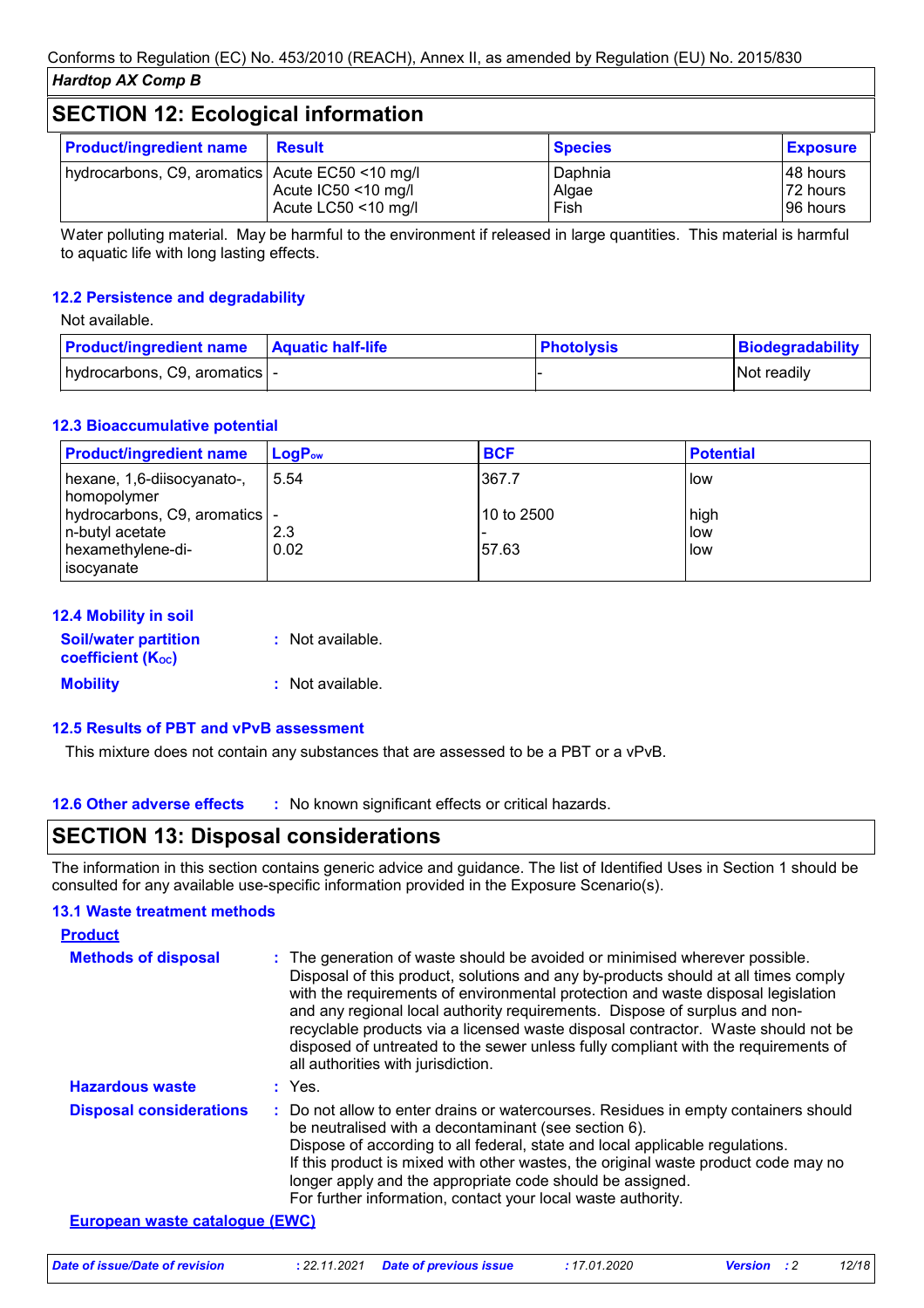Conforms to Regulation (EC) No. 453/2010 (REACH), Annex II, as amended by Regulation (EU) No. 2015/830

*Hardtop AX Comp B*

## SECTION 12: Ecological information

| Product/ingredient name | Result | Species | Exposure |
|---|---|---|---|
| hydrocarbons, C9, aromatics | Acute EC50 <10 mg/l<br>Acute IC50 <10 mg/l<br>Acute LC50 <10 mg/l | Daphnia<br>Algae<br>Fish | 48 hours<br>72 hours<br>96 hours |

Water polluting material. May be harmful to the environment if released in large quantities. This material is harmful to aquatic life with long lasting effects.

### 12.2 Persistence and degradability

Not available.

| Product/ingredient name | Aquatic half-life | Photolysis | Biodegradability |
|---|---|---|---|
| hydrocarbons, C9, aromatics | - | - | Not readily |

### 12.3 Bioaccumulative potential

| Product/ingredient name | $LogP_{ow}$ | BCF | Potential |
|---|---|---|---|
| hexane, 1,6-diisocyanato-, homopolymer | 5.54 | 367.7 | low |
| hydrocarbons, C9, aromatics | - | 10 to 2500 | high |
| n-butyl acetate | 2.3 | - | low |
| hexamethylene-di-isocyanate | 0.02 | 57.63 | low |

### 12.4 Mobility in soil

**Soil/water partition coefficient ($K_{OC}$)** : Not available.

**Mobility** : Not available.

### 12.5 Results of PBT and vPvB assessment

This mixture does not contain any substances that are assessed to be a PBT or a vPvB.

### 12.6 Other adverse effects

: No known significant effects or critical hazards.

## SECTION 13: Disposal considerations

The information in this section contains generic advice and guidance. The list of Identified Uses in Section 1 should be consulted for any available use-specific information provided in the Exposure Scenario(s).

### 13.1 Waste treatment methods

**Product**

**Methods of disposal** : The generation of waste should be avoided or minimised wherever possible. Disposal of this product, solutions and any by-products should at all times comply with the requirements of environmental protection and waste disposal legislation and any regional local authority requirements. Dispose of surplus and non-recyclable products via a licensed waste disposal contractor. Waste should not be disposed of untreated to the sewer unless fully compliant with the requirements of all authorities with jurisdiction.

**Hazardous waste** : Yes.

**Disposal considerations** : Do not allow to enter drains or watercourses. Residues in empty containers should be neutralised with a decontaminant (see section 6).
Dispose of according to all federal, state and local applicable regulations.
If this product is mixed with other wastes, the original waste product code may no longer apply and the appropriate code should be assigned.
For further information, contact your local waste authority.

**European waste catalogue (EWC)**

*Date of issue/Date of revision* : 22.11.2021 *Date of previous issue* : 17.01.2020 *Version* : 2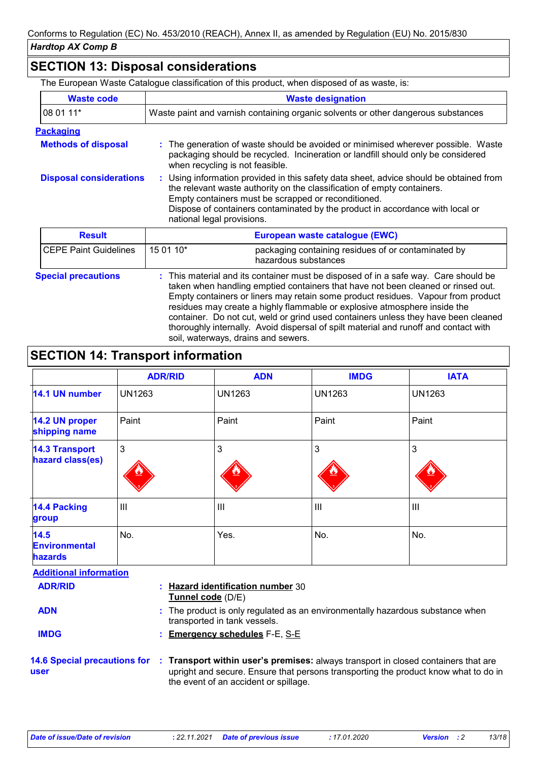Conforms to Regulation (EC) No. 453/2010 (REACH), Annex II, as amended by Regulation (EU) No. 2015/830

*Hardtop AX Comp B*

## SECTION 13: Disposal considerations

The European Waste Catalogue classification of this product, when disposed of as waste, is:

| Waste code | Waste designation |
|---|---|
| 08 01 11* | Waste paint and varnish containing organic solvents or other dangerous substances |

**Packaging**

**Methods of disposal** : The generation of waste should be avoided or minimised wherever possible. Waste packaging should be recycled. Incineration or landfill should only be considered when recycling is not feasible.

**Disposal considerations** : Using information provided in this safety data sheet, advice should be obtained from the relevant waste authority on the classification of empty containers.
Empty containers must be scrapped or reconditioned.
Dispose of containers contaminated by the product in accordance with local or national legal provisions.

| Result | European waste catalogue (EWC) | |
|---|---|---|
| CEPE Paint Guidelines | 15 01 10* | packaging containing residues of or contaminated by hazardous substances |

**Special precautions** : This material and its container must be disposed of in a safe way. Care should be taken when handling emptied containers that have not been cleaned or rinsed out. Empty containers or liners may retain some product residues. Vapour from product residues may create a highly flammable or explosive atmosphere inside the container. Do not cut, weld or grind used containers unless they have been cleaned thoroughly internally. Avoid dispersal of spilt material and runoff and contact with soil, waterways, drains and sewers.

## SECTION 14: Transport information

| | ADR/RID | ADN | IMDG | IATA |
|---|---|---|---|---|
| 14.1 UN number | UN1263 | UN1263 | UN1263 | UN1263 |
| 14.2 UN proper shipping name | Paint | Paint | Paint | Paint |
| 14.3 Transport hazard class(es) | 3 | 3 | 3 | 3 |
| 14.4 Packing group | III | III | III | III |
| 14.5 Environmental hazards | No. | Yes. | No. | No. |

**Additional information**

**ADR/RID** : **Hazard identification number** 30
**Tunnel code** (D/E)

**ADN** : The product is only regulated as an environmentally hazardous substance when transported in tank vessels.

**IMDG** : **Emergency schedules** F-E, S-E

**14.6 Special precautions for user** : **Transport within user's premises:** always transport in closed containers that are upright and secure. Ensure that persons transporting the product know what to do in the event of an accident or spillage.

*Date of issue/Date of revision* : 22.11.2021 *Date of previous issue* : 17.01.2020 *Version* : 2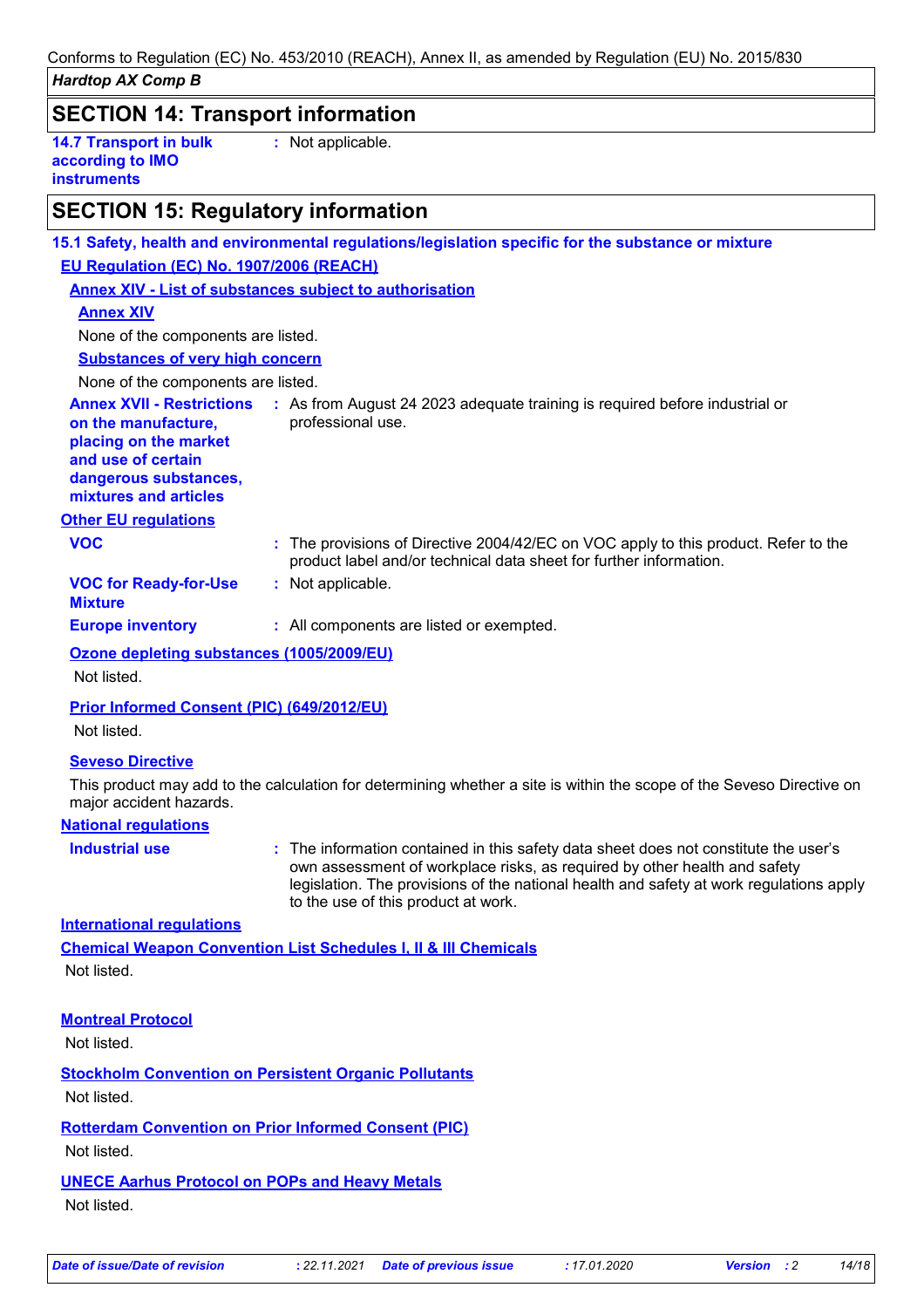## SECTION 14: Transport information

**14.7 Transport in bulk according to IMO instruments** : Not applicable.

## SECTION 15: Regulatory information

### 15.1 Safety, health and environmental regulations/legislation specific for the substance or mixture

**EU Regulation (EC) No. 1907/2006 (REACH)**

**Annex XIV - List of substances subject to authorisation**

**Annex XIV**

None of the components are listed.

**Substances of very high concern**

None of the components are listed.

**Annex XVII - Restrictions on the manufacture, placing on the market and use of certain dangerous substances, mixtures and articles** : As from August 24 2023 adequate training is required before industrial or professional use.

**Other EU regulations**

**VOC** : The provisions of Directive 2004/42/EC on VOC apply to this product. Refer to the product label and/or technical data sheet for further information.

**VOC for Ready-for-Use Mixture** : Not applicable.

**Europe inventory** : All components are listed or exempted.

**Ozone depleting substances (1005/2009/EU)**

Not listed.

**Prior Informed Consent (PIC) (649/2012/EU)**

Not listed.

**Seveso Directive**

This product may add to the calculation for determining whether a site is within the scope of the Seveso Directive on major accident hazards.

**National regulations**

**Industrial use** : The information contained in this safety data sheet does not constitute the user's own assessment of workplace risks, as required by other health and safety legislation. The provisions of the national health and safety at work regulations apply to the use of this product at work.

**International regulations**

**Chemical Weapon Convention List Schedules I, II & III Chemicals**

Not listed.

**Montreal Protocol**

Not listed.

**Stockholm Convention on Persistent Organic Pollutants**

Not listed.

**Rotterdam Convention on Prior Informed Consent (PIC)**

Not listed.

**UNECE Aarhus Protocol on POPs and Heavy Metals**

Not listed.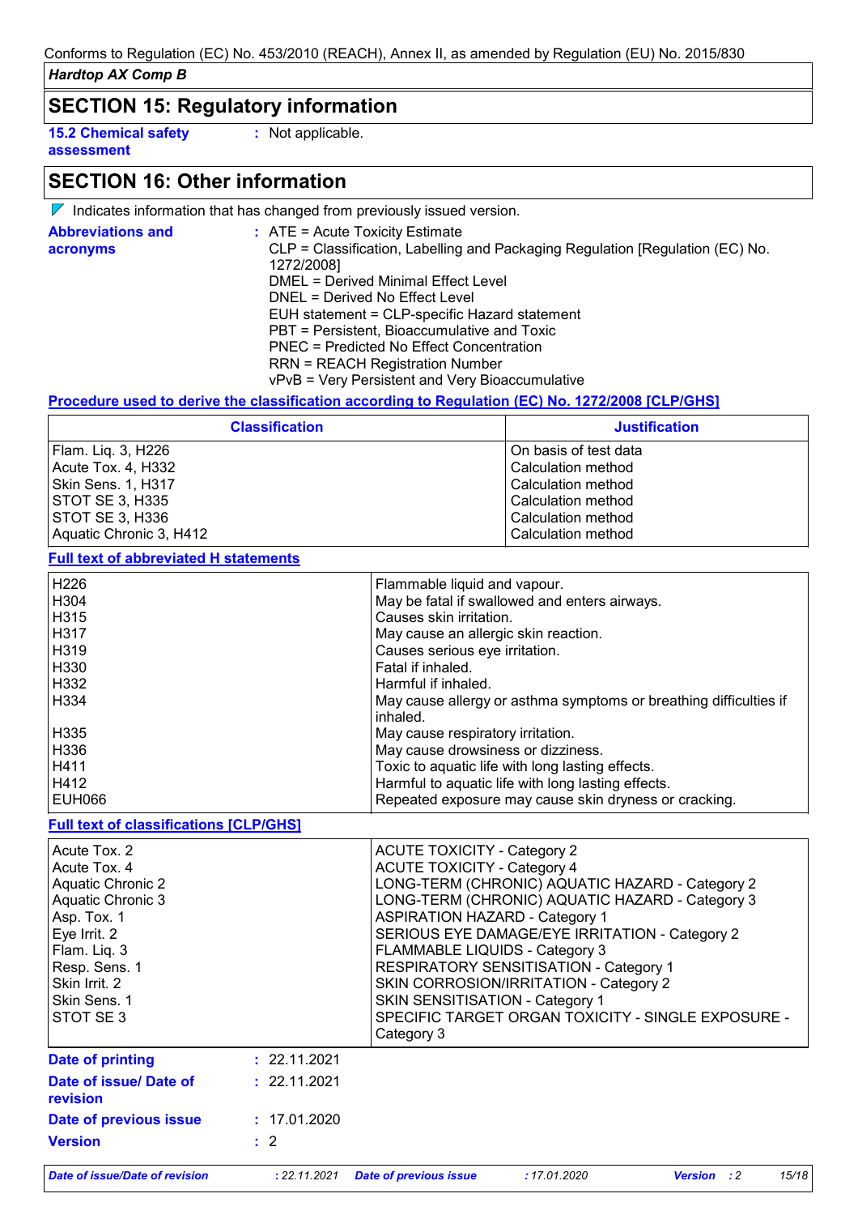## SECTION 15: Regulatory information

**15.2 Chemical safety assessment** : Not applicable.

## SECTION 16: Other information

Indicates information that has changed from previously issued version.

**Abbreviations and acronyms** : ATE = Acute Toxicity Estimate
CLP = Classification, Labelling and Packaging Regulation [Regulation (EC) No. 1272/2008]
DMEL = Derived Minimal Effect Level
DNEL = Derived No Effect Level
EUH statement = CLP-specific Hazard statement
PBT = Persistent, Bioaccumulative and Toxic
PNEC = Predicted No Effect Concentration
RRN = REACH Registration Number
vPvB = Very Persistent and Very Bioaccumulative

**Procedure used to derive the classification according to Regulation (EC) No. 1272/2008 [CLP/GHS]**

| Classification | Justification |
|---|---|
| Flam. Liq. 3, H226 | On basis of test data |
| Acute Tox. 4, H332 | Calculation method |
| Skin Sens. 1, H317 | Calculation method |
| STOT SE 3, H335 | Calculation method |
| STOT SE 3, H336 | Calculation method |
| Aquatic Chronic 3, H412 | Calculation method |

**Full text of abbreviated H statements**

| | |
|---|---|
| H226 | Flammable liquid and vapour. |
| H304 | May be fatal if swallowed and enters airways. |
| H315 | Causes skin irritation. |
| H317 | May cause an allergic skin reaction. |
| H319 | Causes serious eye irritation. |
| H330 | Fatal if inhaled. |
| H332 | Harmful if inhaled. |
| H334 | May cause allergy or asthma symptoms or breathing difficulties if inhaled. |
| H335 | May cause respiratory irritation. |
| H336 | May cause drowsiness or dizziness. |
| H411 | Toxic to aquatic life with long lasting effects. |
| H412 | Harmful to aquatic life with long lasting effects. |
| EUH066 | Repeated exposure may cause skin dryness or cracking. |

**Full text of classifications [CLP/GHS]**

| | |
|---|---|
| Acute Tox. 2 | ACUTE TOXICITY - Category 2 |
| Acute Tox. 4 | ACUTE TOXICITY - Category 4 |
| Aquatic Chronic 2 | LONG-TERM (CHRONIC) AQUATIC HAZARD - Category 2 |
| Aquatic Chronic 3 | LONG-TERM (CHRONIC) AQUATIC HAZARD - Category 3 |
| Asp. Tox. 1 | ASPIRATION HAZARD - Category 1 |
| Eye Irrit. 2 | SERIOUS EYE DAMAGE/EYE IRRITATION - Category 2 |
| Flam. Liq. 3 | FLAMMABLE LIQUIDS - Category 3 |
| Resp. Sens. 1 | RESPIRATORY SENSITISATION - Category 1 |
| Skin Irrit. 2 | SKIN CORROSION/IRRITATION - Category 2 |
| Skin Sens. 1 | SKIN SENSITISATION - Category 1 |
| STOT SE 3 | SPECIFIC TARGET ORGAN TOXICITY - SINGLE EXPOSURE - Category 3 |

**Date of printing** : 22.11.2021

**Date of issue/ Date of revision** : 22.11.2021

**Date of previous issue** : 17.01.2020

**Version** : 2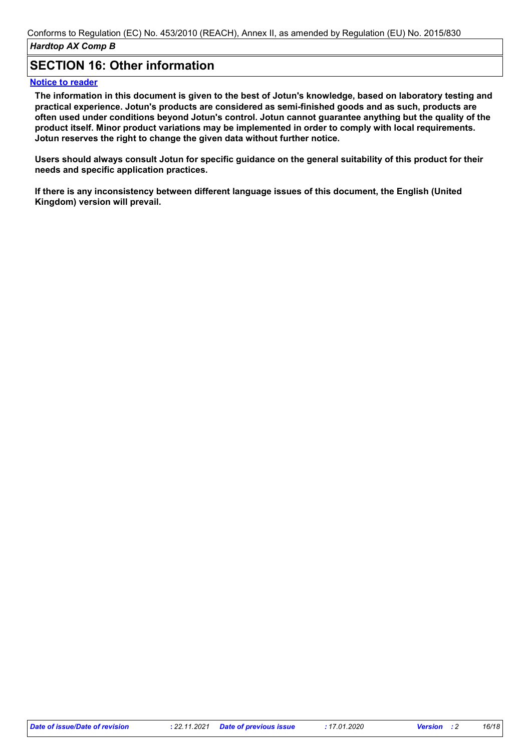## SECTION 16: Other information

**Notice to reader**

**The information in this document is given to the best of Jotun's knowledge, based on laboratory testing and practical experience. Jotun's products are considered as semi-finished goods and as such, products are often used under conditions beyond Jotun's control. Jotun cannot guarantee anything but the quality of the product itself. Minor product variations may be implemented in order to comply with local requirements. Jotun reserves the right to change the given data without further notice.**

**Users should always consult Jotun for specific guidance on the general suitability of this product for their needs and specific application practices.**

**If there is any inconsistency between different language issues of this document, the English (United Kingdom) version will prevail.**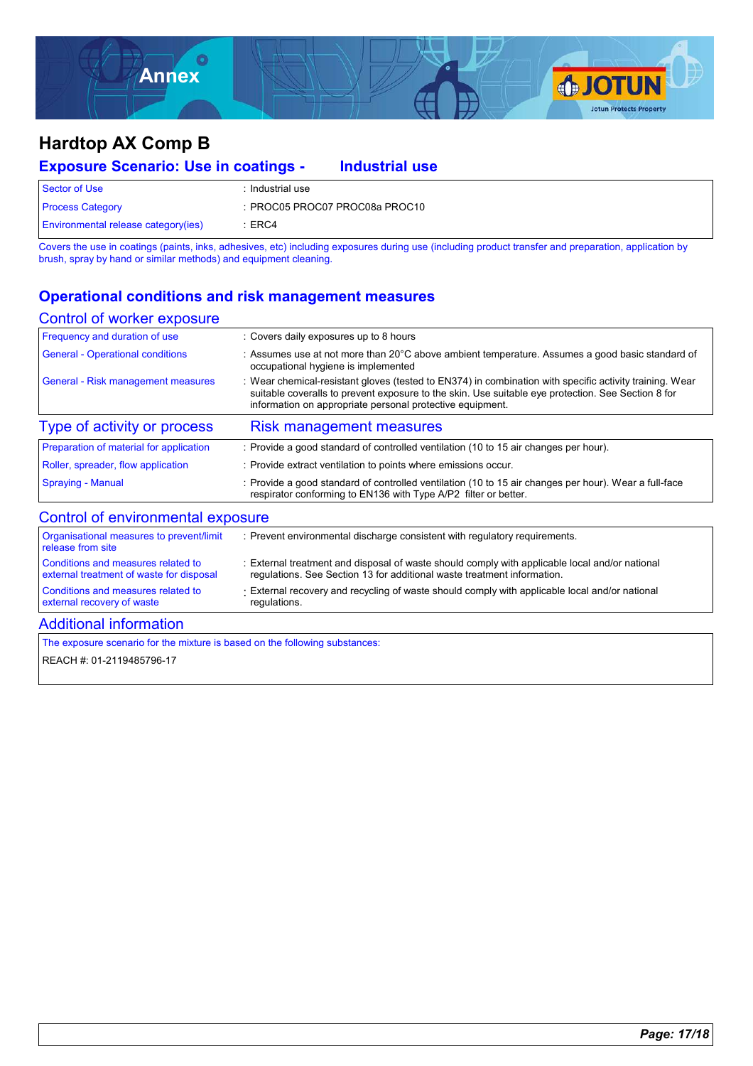# Hardtop AX Comp B

## Exposure Scenario: Use in coatings - Industrial use

| | |
|---|---|
| Sector of Use | : Industrial use |
| Process Category | : PROC05 PROC07 PROC08a PROC10 |
| Environmental release category(ies) | : ERC4 |

Covers the use in coatings (paints, inks, adhesives, etc) including exposures during use (including product transfer and preparation, application by brush, spray by hand or similar methods) and equipment cleaning.

## Operational conditions and risk management measures

### Control of worker exposure

| | |
|---|---|
| Frequency and duration of use | : Covers daily exposures up to 8 hours |
| General - Operational conditions | : Assumes use at not more than 20°C above ambient temperature. Assumes a good basic standard of occupational hygiene is implemented |
| General - Risk management measures | : Wear chemical-resistant gloves (tested to EN374) in combination with specific activity training. Wear suitable coveralls to prevent exposure to the skin. Use suitable eye protection. See Section 8 for information on appropriate personal protective equipment. |

| Type of activity or process | Risk management measures |
|---|---|
| Preparation of material for application | : Provide a good standard of controlled ventilation (10 to 15 air changes per hour). |
| Roller, spreader, flow application | : Provide extract ventilation to points where emissions occur. |
| Spraying - Manual | : Provide a good standard of controlled ventilation (10 to 15 air changes per hour). Wear a full-face respirator conforming to EN136 with Type A/P2 filter or better. |

### Control of environmental exposure

| | |
|---|---|
| Organisational measures to prevent/limit release from site | : Prevent environmental discharge consistent with regulatory requirements. |
| Conditions and measures related to external treatment of waste for disposal | : External treatment and disposal of waste should comply with applicable local and/or national regulations. See Section 13 for additional waste treatment information. |
| Conditions and measures related to external recovery of waste | : External recovery and recycling of waste should comply with applicable local and/or national regulations. |

### Additional information

The exposure scenario for the mixture is based on the following substances:

REACH #: 01-2119485796-17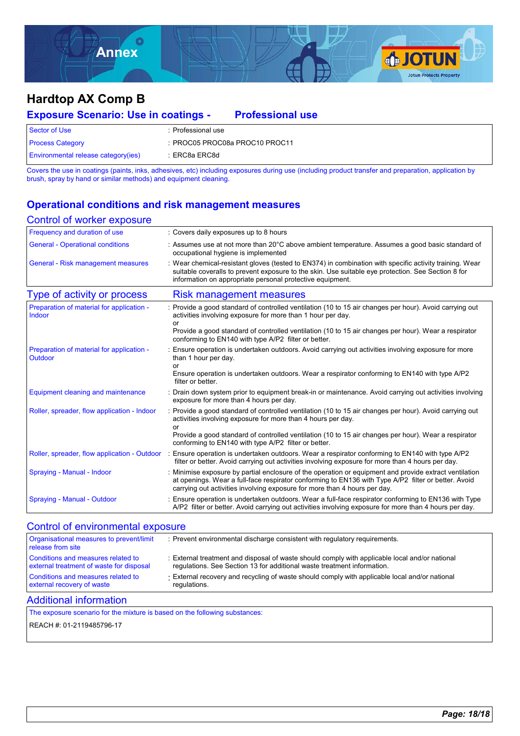# Hardtop AX Comp B

## Exposure Scenario: Use in coatings - Professional use

| | |
|---|---|
| Sector of Use | : Professional use |
| Process Category | : PROC05 PROC08a PROC10 PROC11 |
| Environmental release category(ies) | : ERC8a ERC8d |

Covers the use in coatings (paints, inks, adhesives, etc) including exposures during use (including product transfer and preparation, application by brush, spray by hand or similar methods) and equipment cleaning.

## Operational conditions and risk management measures

### Control of worker exposure

| | |
|---|---|
| Frequency and duration of use | : Covers daily exposures up to 8 hours |
| General - Operational conditions | : Assumes use at not more than 20°C above ambient temperature. Assumes a good basic standard of occupational hygiene is implemented |
| General - Risk management measures | : Wear chemical-resistant gloves (tested to EN374) in combination with specific activity training. Wear suitable coveralls to prevent exposure to the skin. Use suitable eye protection. See Section 8 for information on appropriate personal protective equipment. |

| Type of activity or process | Risk management measures |
|---|---|
| Preparation of material for application - Indoor | : Provide a good standard of controlled ventilation (10 to 15 air changes per hour). Avoid carrying out activities involving exposure for more than 1 hour per day. or Provide a good standard of controlled ventilation (10 to 15 air changes per hour). Wear a respirator conforming to EN140 with type A/P2 filter or better. |
| Preparation of material for application - Outdoor | : Ensure operation is undertaken outdoors. Avoid carrying out activities involving exposure for more than 1 hour per day. or Ensure operation is undertaken outdoors. Wear a respirator conforming to EN140 with type A/P2 filter or better. |
| Equipment cleaning and maintenance | : Drain down system prior to equipment break-in or maintenance. Avoid carrying out activities involving exposure for more than 4 hours per day. |
| Roller, spreader, flow application - Indoor | : Provide a good standard of controlled ventilation (10 to 15 air changes per hour). Avoid carrying out activities involving exposure for more than 4 hours per day. or Provide a good standard of controlled ventilation (10 to 15 air changes per hour). Wear a respirator conforming to EN140 with type A/P2 filter or better. |
| Roller, spreader, flow application - Outdoor | : Ensure operation is undertaken outdoors. Wear a respirator conforming to EN140 with type A/P2 filter or better. Avoid carrying out activities involving exposure for more than 4 hours per day. |
| Spraying - Manual - Indoor | : Minimise exposure by partial enclosure of the operation or equipment and provide extract ventilation at openings. Wear a full-face respirator conforming to EN136 with Type A/P2 filter or better. Avoid carrying out activities involving exposure for more than 4 hours per day. |
| Spraying - Manual - Outdoor | : Ensure operation is undertaken outdoors. Wear a full-face respirator conforming to EN136 with Type A/P2 filter or better. Avoid carrying out activities involving exposure for more than 4 hours per day. |

### Control of environmental exposure

| | |
|---|---|
| Organisational measures to prevent/limit release from site | : Prevent environmental discharge consistent with regulatory requirements. |
| Conditions and measures related to external treatment of waste for disposal | : External treatment and disposal of waste should comply with applicable local and/or national regulations. See Section 13 for additional waste treatment information. |
| Conditions and measures related to external recovery of waste | : External recovery and recycling of waste should comply with applicable local and/or national regulations. |

### Additional information

The exposure scenario for the mixture is based on the following substances:

REACH #: 01-2119485796-17